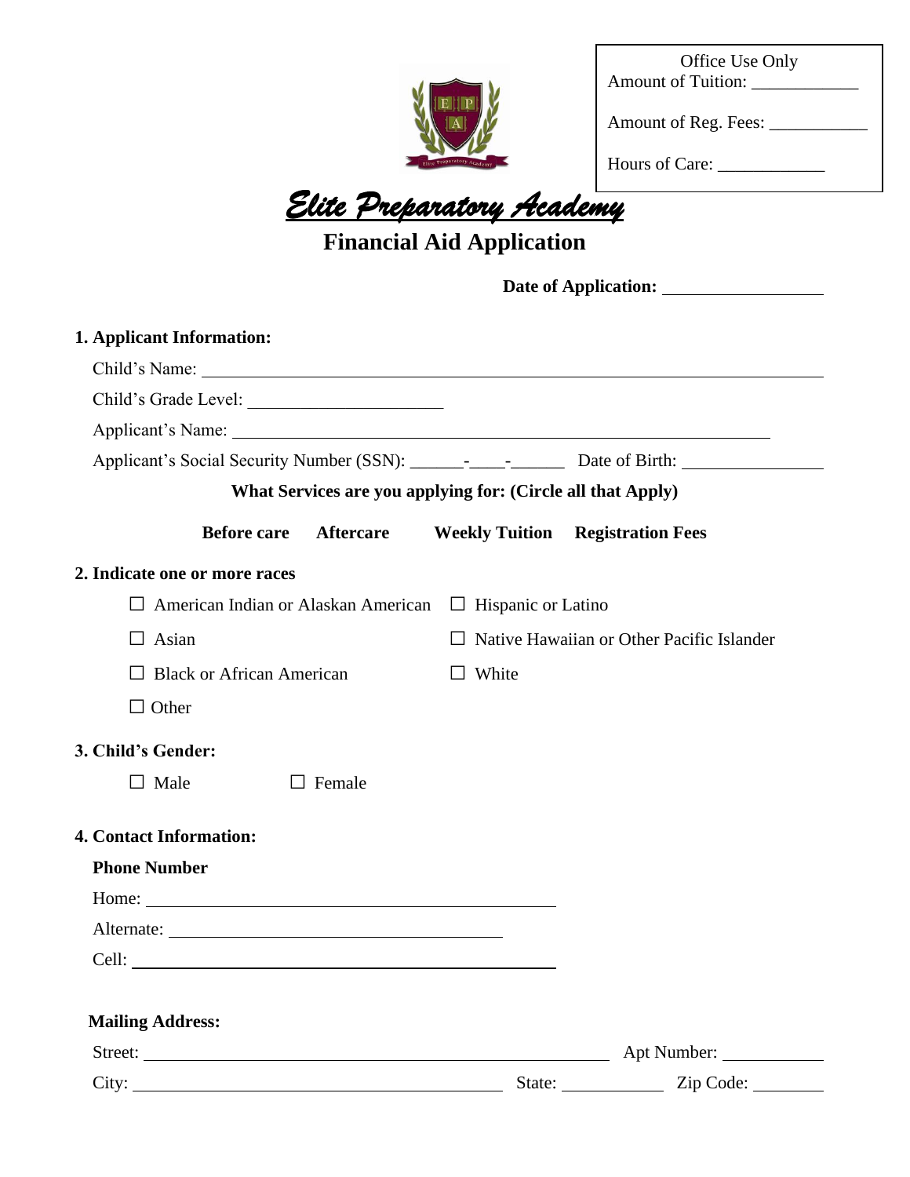Office Use Only
Amount of Tuition: ____________

Amount of Reg. Fees: ___________

Hours of Care: ____________

# Elite Preparatory Academy

## Financial Aid Application

**Date of Application:** __________________

**1. Applicant Information:**

Child's Name: ______________________________________________________________

Child's Grade Level: ______________________

Applicant's Name: ____________________________________________________________

Applicant's Social Security Number (SSN): ______-____-______ Date of Birth: ________________

**What Services are you applying for: (Circle all that Apply)**

**Before care** **Aftercare** **Weekly Tuition** **Registration Fees**

**2. Indicate one or more races**

☐ American Indian or Alaskan American
☐ Hispanic or Latino
☐ Asian
☐ Native Hawaiian or Other Pacific Islander
☐ Black or African American
☐ White
☐ Other

**3. Child's Gender:**

☐ Male ☐ Female

**4. Contact Information:**

**Phone Number**

Home: ______________________________________________

Alternate: _____________________________________

Cell: ______________________________________________

**Mailing Address:**

Street: ______________________________________________________ Apt Number: ___________

City: ____________________________________________ State: ___________ Zip Code: ________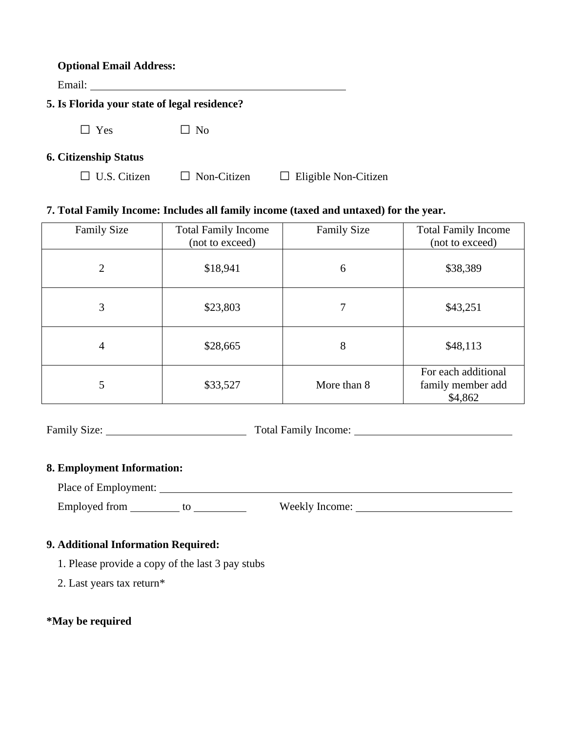**Optional Email Address:**

Email: ______________________________________________

**5. Is Florida your state of legal residence?**

☐ Yes ☐ No

**6. Citizenship Status**

☐ U.S. Citizen ☐ Non-Citizen ☐ Eligible Non-Citizen

**7. Total Family Income: Includes all family income (taxed and untaxed) for the year.**

| Family Size | Total Family Income (not to exceed) | Family Size | Total Family Income (not to exceed) |
|---|---|---|---|
| 2 | $18,941 | 6 | $38,389 |
| 3 | $23,803 | 7 | $43,251 |
| 4 | $28,665 | 8 | $48,113 |
| 5 | $33,527 | More than 8 | For each additional family member add $4,862 |

Family Size: ________________________ Total Family Income: ____________________________

**8. Employment Information:**

Place of Employment: ______________________________________________

Employed from _________ to _________ Weekly Income: ____________________________

**9. Additional Information Required:**

1. Please provide a copy of the last 3 pay stubs
2. Last years tax return*

**\*May be required**